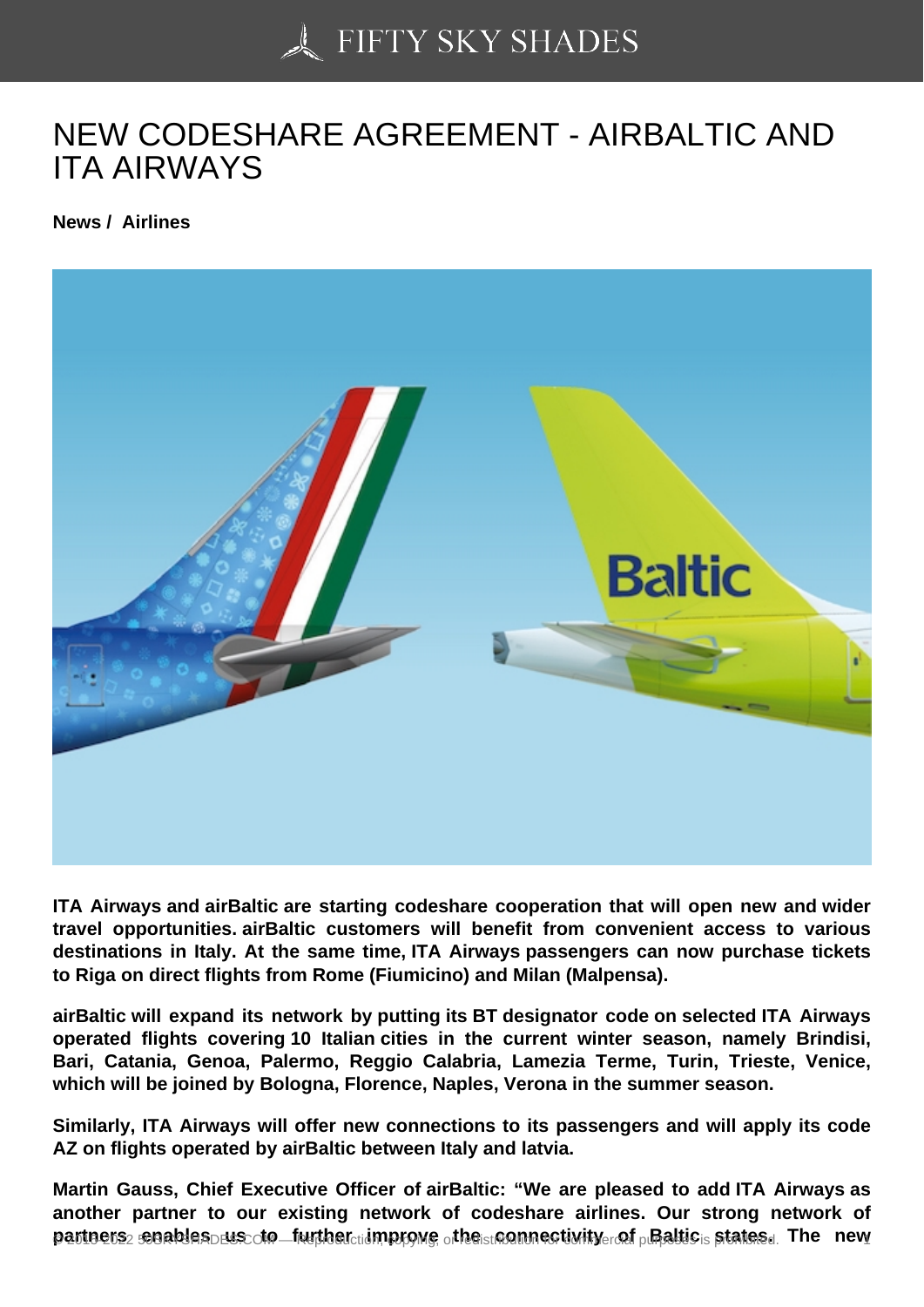# NEW CODESHARE AGREEMENT - AIRBALTIC AND ITA AIRWAYS

**News / Airlines**

**ITA Airways and airBaltic are starting codeshare cooperation that will open new and wider travel opportunities. airBaltic customers will benefit from convenient access to various destinations in Italy. At the same time, ITA Airways passengers can now purchase tickets to Riga on direct flights from Rome (Fiumicino) and Milan (Malpensa).**

**airBaltic will expand its network by putting its BT designator code on selected ITA Airways operated flights covering 10 Italian cities in the current winter season, namely Brindisi, Bari, Catania, Genoa, Palermo, Reggio Calabria, Lamezia Terme, Turin, Trieste, Venice, which will be joined by Bologna, Florence, Naples, Verona in the summer season.**

**Similarly, ITA Airways will offer new connections to its passengers and will apply its code AZ on flights operated by airBaltic between Italy and latvia.**

**Martin Gauss, Chief Executive Officer of airBaltic: "We are pleased to add ITA Airways as another partner to our existing network of codeshare airlines. Our strong network of partners enables us to further improve the connectivity of Baltic states. The new**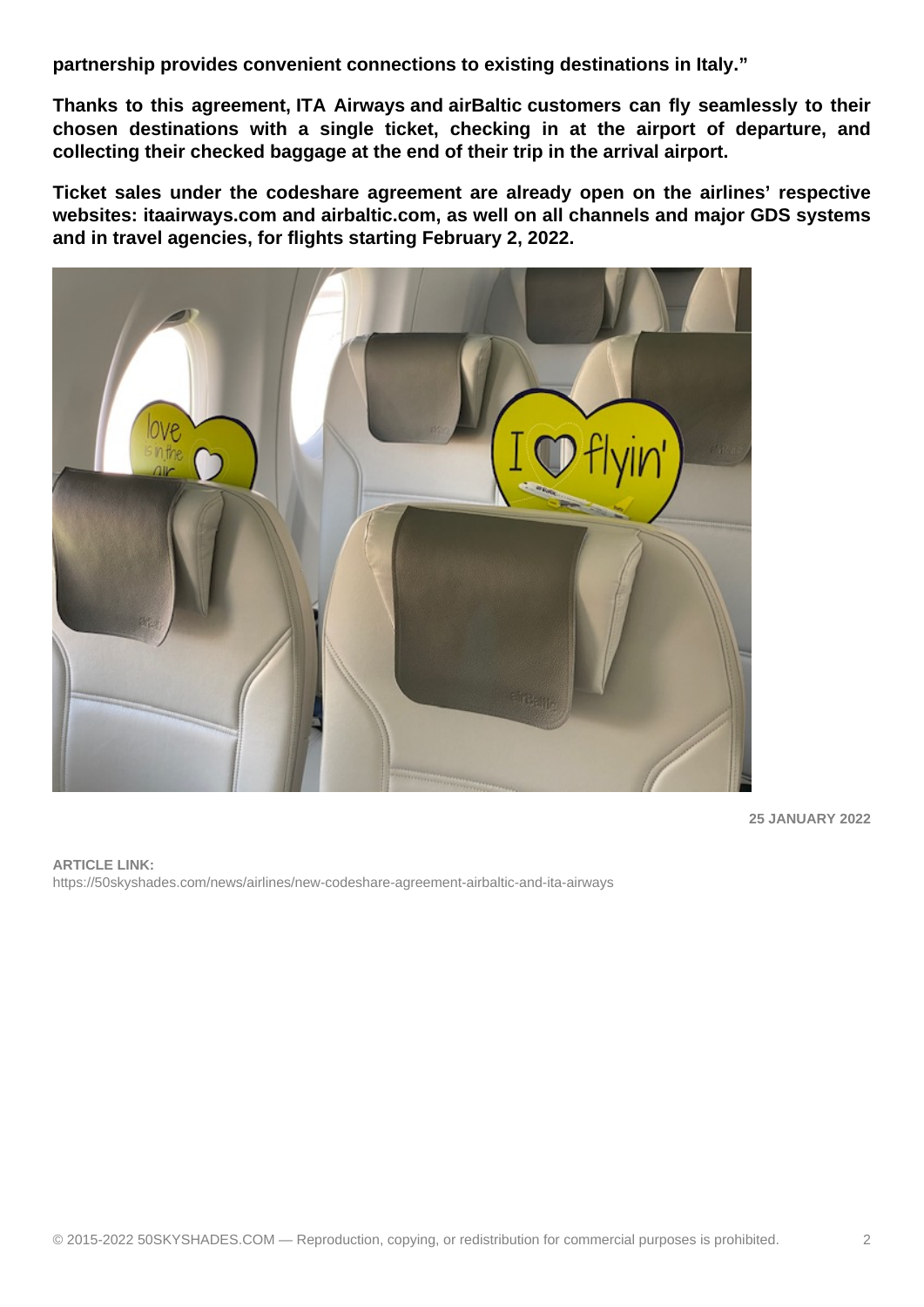**partnership provides convenient connections to existing destinations in Italy."**

**Thanks to this agreement, ITA Airways and airBaltic customers can fly seamlessly to their chosen destinations with a single ticket, checking in at the airport of departure, and collecting their checked baggage at the end of their trip in the arrival airport.**

**Ticket sales under the codeshare agreement are already open on the airlines' respective websites: itaairways.com and airbaltic.com, as well on all channels and major GDS systems and in travel agencies, for flights starting February 2, 2022.**

**25 JANUARY 2022**

**ARTICLE LINK:**
https://50skyshades.com/news/airlines/new-codeshare-agreement-airbaltic-and-ita-airways